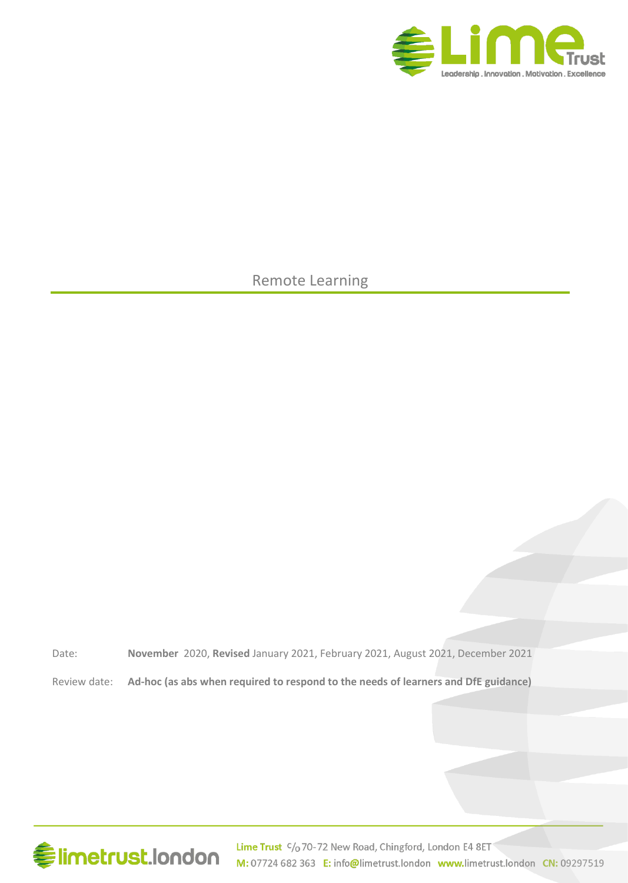# Remote Learning

Date: **November** 2020, **Revised** January 2021, February 2021, August 2021, December 2021

Review date: **Ad-hoc (as abs when required to respond to the needs of learners and DfE guidance)**

Lime Trust c/o 70-72 New Road, Chingford, London E4 8ET
M: 07724 682 363 E: info@limetrust.london www.limetrust.london CN: 09297519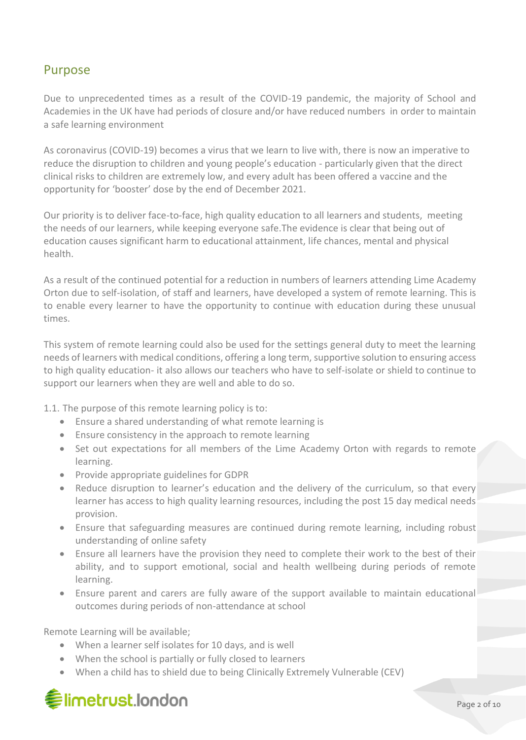## Purpose

Due to unprecedented times as a result of the COVID-19 pandemic, the majority of School and Academies in the UK have had periods of closure and/or have reduced numbers in order to maintain a safe learning environment

As coronavirus (COVID-19) becomes a virus that we learn to live with, there is now an imperative to reduce the disruption to children and young people's education - particularly given that the direct clinical risks to children are extremely low, and every adult has been offered a vaccine and the opportunity for 'booster' dose by the end of December 2021.

Our priority is to deliver face-to-face, high quality education to all learners and students, meeting the needs of our learners, while keeping everyone safe.The evidence is clear that being out of education causes significant harm to educational attainment, life chances, mental and physical health.

As a result of the continued potential for a reduction in numbers of learners attending Lime Academy Orton due to self-isolation, of staff and learners, have developed a system of remote learning. This is to enable every learner to have the opportunity to continue with education during these unusual times.

This system of remote learning could also be used for the settings general duty to meet the learning needs of learners with medical conditions, offering a long term, supportive solution to ensuring access to high quality education- it also allows our teachers who have to self-isolate or shield to continue to support our learners when they are well and able to do so.

1.1. The purpose of this remote learning policy is to:

- Ensure a shared understanding of what remote learning is
- Ensure consistency in the approach to remote learning
- Set out expectations for all members of the Lime Academy Orton with regards to remote learning.
- Provide appropriate guidelines for GDPR
- Reduce disruption to learner's education and the delivery of the curriculum, so that every learner has access to high quality learning resources, including the post 15 day medical needs provision.
- Ensure that safeguarding measures are continued during remote learning, including robust understanding of online safety
- Ensure all learners have the provision they need to complete their work to the best of their ability, and to support emotional, social and health wellbeing during periods of remote learning.
- Ensure parent and carers are fully aware of the support available to maintain educational outcomes during periods of non-attendance at school

Remote Learning will be available;

- When a learner self isolates for 10 days, and is well
- When the school is partially or fully closed to learners
- When a child has to shield due to being Clinically Extremely Vulnerable (CEV)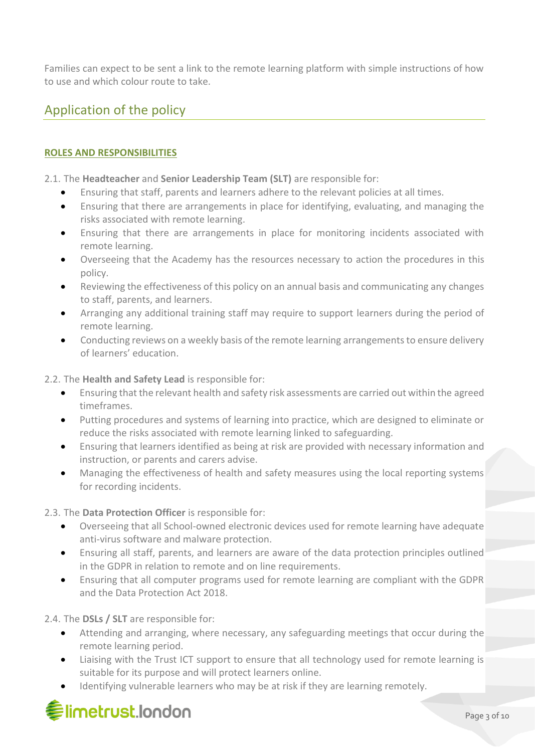Families can expect to be sent a link to the remote learning platform with simple instructions of how to use and which colour route to take.

## Application of the policy

**ROLES AND RESPONSIBILITIES**

2.1. The **Headteacher** and **Senior Leadership Team (SLT)** are responsible for:

- Ensuring that staff, parents and learners adhere to the relevant policies at all times.
- Ensuring that there are arrangements in place for identifying, evaluating, and managing the risks associated with remote learning.
- Ensuring that there are arrangements in place for monitoring incidents associated with remote learning.
- Overseeing that the Academy has the resources necessary to action the procedures in this policy.
- Reviewing the effectiveness of this policy on an annual basis and communicating any changes to staff, parents, and learners.
- Arranging any additional training staff may require to support learners during the period of remote learning.
- Conducting reviews on a weekly basis of the remote learning arrangements to ensure delivery of learners' education.

2.2. The **Health and Safety Lead** is responsible for:

- Ensuring that the relevant health and safety risk assessments are carried out within the agreed timeframes.
- Putting procedures and systems of learning into practice, which are designed to eliminate or reduce the risks associated with remote learning linked to safeguarding.
- Ensuring that learners identified as being at risk are provided with necessary information and instruction, or parents and carers advise.
- Managing the effectiveness of health and safety measures using the local reporting systems for recording incidents.

2.3. The **Data Protection Officer** is responsible for:

- Overseeing that all School-owned electronic devices used for remote learning have adequate anti-virus software and malware protection.
- Ensuring all staff, parents, and learners are aware of the data protection principles outlined in the GDPR in relation to remote and on line requirements.
- Ensuring that all computer programs used for remote learning are compliant with the GDPR and the Data Protection Act 2018.

2.4. The **DSLs / SLT** are responsible for:

- Attending and arranging, where necessary, any safeguarding meetings that occur during the remote learning period.
- Liaising with the Trust ICT support to ensure that all technology used for remote learning is suitable for its purpose and will protect learners online.
- Identifying vulnerable learners who may be at risk if they are learning remotely.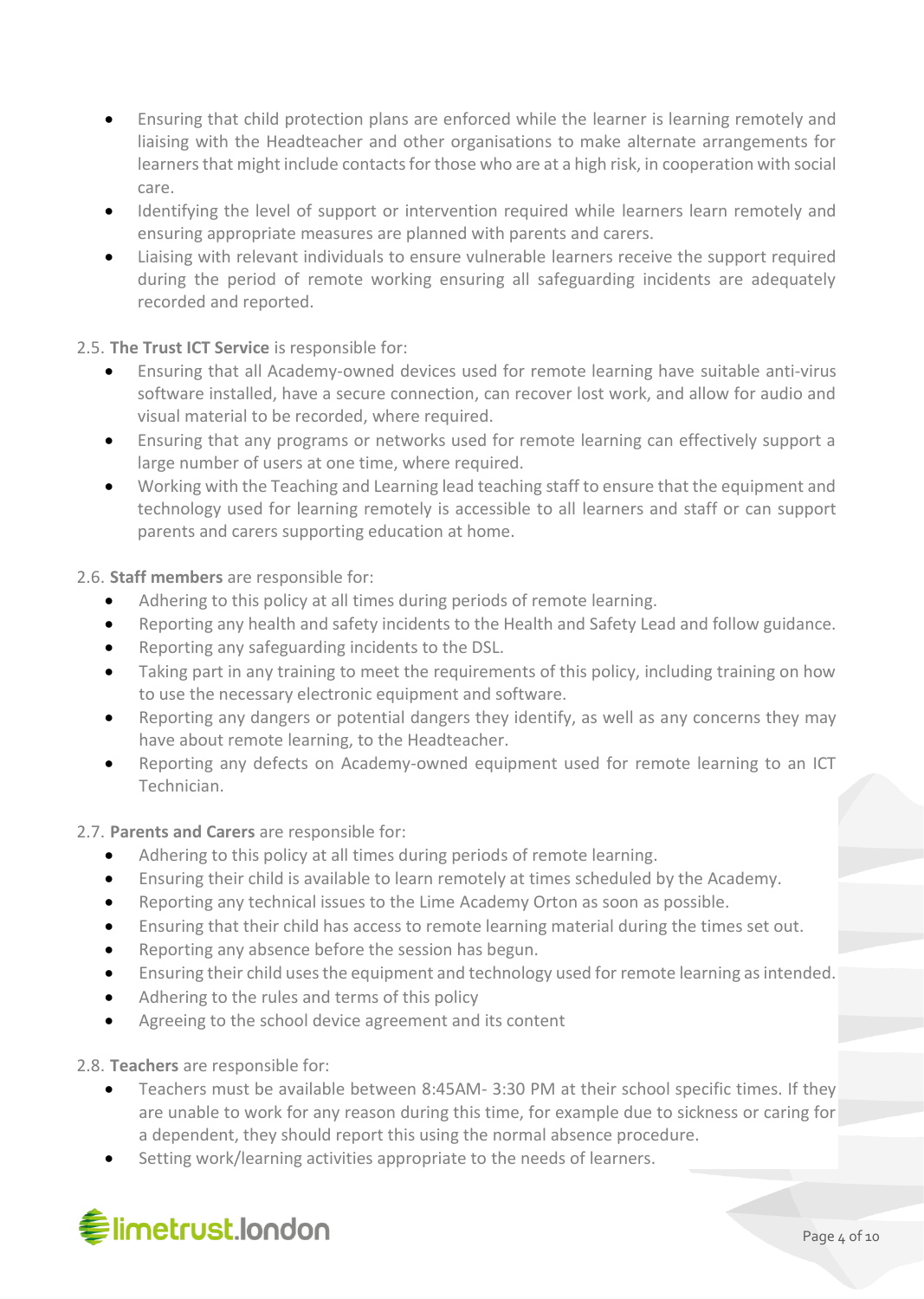- Ensuring that child protection plans are enforced while the learner is learning remotely and liaising with the Headteacher and other organisations to make alternate arrangements for learners that might include contacts for those who are at a high risk, in cooperation with social care.
- Identifying the level of support or intervention required while learners learn remotely and ensuring appropriate measures are planned with parents and carers.
- Liaising with relevant individuals to ensure vulnerable learners receive the support required during the period of remote working ensuring all safeguarding incidents are adequately recorded and reported.

2.5. **The Trust ICT Service** is responsible for:

- Ensuring that all Academy-owned devices used for remote learning have suitable anti-virus software installed, have a secure connection, can recover lost work, and allow for audio and visual material to be recorded, where required.
- Ensuring that any programs or networks used for remote learning can effectively support a large number of users at one time, where required.
- Working with the Teaching and Learning lead teaching staff to ensure that the equipment and technology used for learning remotely is accessible to all learners and staff or can support parents and carers supporting education at home.

2.6. **Staff members** are responsible for:

- Adhering to this policy at all times during periods of remote learning.
- Reporting any health and safety incidents to the Health and Safety Lead and follow guidance.
- Reporting any safeguarding incidents to the DSL.
- Taking part in any training to meet the requirements of this policy, including training on how to use the necessary electronic equipment and software.
- Reporting any dangers or potential dangers they identify, as well as any concerns they may have about remote learning, to the Headteacher.
- Reporting any defects on Academy-owned equipment used for remote learning to an ICT Technician.

2.7. **Parents and Carers** are responsible for:

- Adhering to this policy at all times during periods of remote learning.
- Ensuring their child is available to learn remotely at times scheduled by the Academy.
- Reporting any technical issues to the Lime Academy Orton as soon as possible.
- Ensuring that their child has access to remote learning material during the times set out.
- Reporting any absence before the session has begun.
- Ensuring their child uses the equipment and technology used for remote learning as intended.
- Adhering to the rules and terms of this policy
- Agreeing to the school device agreement and its content

2.8. **Teachers** are responsible for:

- Teachers must be available between 8:45AM- 3:30 PM at their school specific times. If they are unable to work for any reason during this time, for example due to sickness or caring for a dependent, they should report this using the normal absence procedure.
- Setting work/learning activities appropriate to the needs of learners.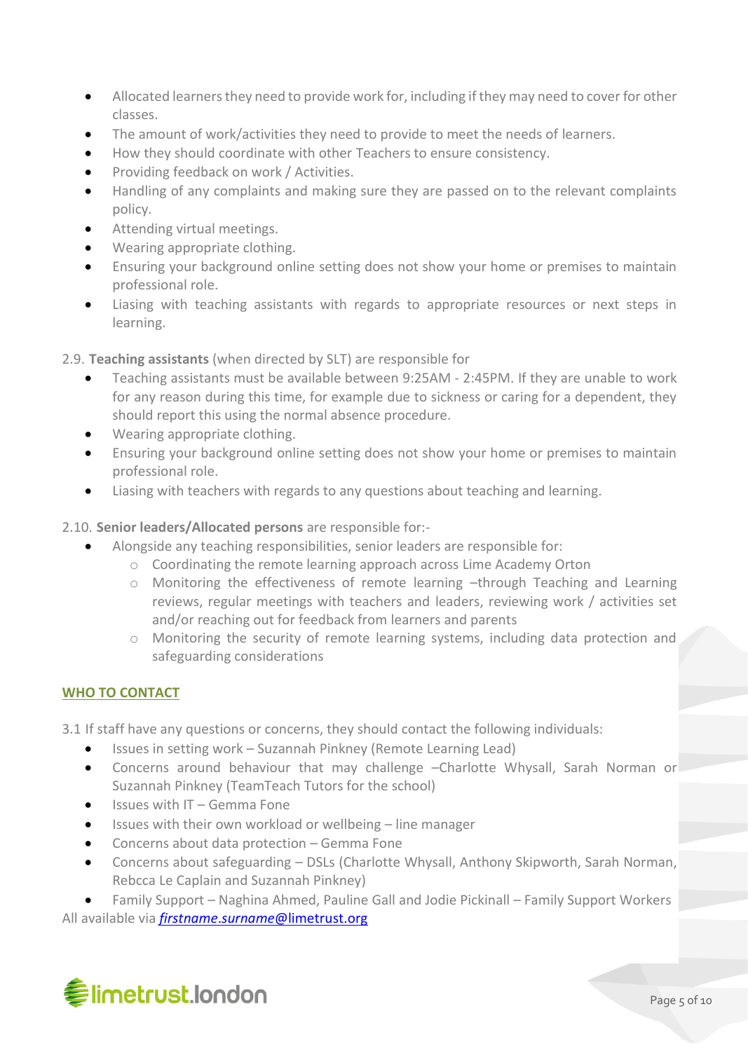- Allocated learners they need to provide work for, including if they may need to cover for other classes.
- The amount of work/activities they need to provide to meet the needs of learners.
- How they should coordinate with other Teachers to ensure consistency.
- Providing feedback on work / Activities.
- Handling of any complaints and making sure they are passed on to the relevant complaints policy.
- Attending virtual meetings.
- Wearing appropriate clothing.
- Ensuring your background online setting does not show your home or premises to maintain professional role.
- Liasing with teaching assistants with regards to appropriate resources or next steps in learning.

2.9. **Teaching assistants** (when directed by SLT) are responsible for

- Teaching assistants must be available between 9:25AM - 2:45PM. If they are unable to work for any reason during this time, for example due to sickness or caring for a dependent, they should report this using the normal absence procedure.
- Wearing appropriate clothing.
- Ensuring your background online setting does not show your home or premises to maintain professional role.
- Liasing with teachers with regards to any questions about teaching and learning.

2.10. **Senior leaders/Allocated persons** are responsible for:-

- Alongside any teaching responsibilities, senior leaders are responsible for:
  - Coordinating the remote learning approach across Lime Academy Orton
  - Monitoring the effectiveness of remote learning –through Teaching and Learning reviews, regular meetings with teachers and leaders, reviewing work / activities set and/or reaching out for feedback from learners and parents
  - Monitoring the security of remote learning systems, including data protection and safeguarding considerations

## WHO TO CONTACT

3.1 If staff have any questions or concerns, they should contact the following individuals:

- Issues in setting work – Suzannah Pinkney (Remote Learning Lead)
- Concerns around behaviour that may challenge –Charlotte Whysall, Sarah Norman or Suzannah Pinkney (TeamTeach Tutors for the school)
- Issues with IT – Gemma Fone
- Issues with their own workload or wellbeing – line manager
- Concerns about data protection – Gemma Fone
- Concerns about safeguarding – DSLs (Charlotte Whysall, Anthony Skipworth, Sarah Norman, Rebcca Le Caplain and Suzannah Pinkney)
- Family Support – Naghina Ahmed, Pauline Gall and Jodie Pickinall – Family Support Workers

All available via *firstname.surname*@limetrust.org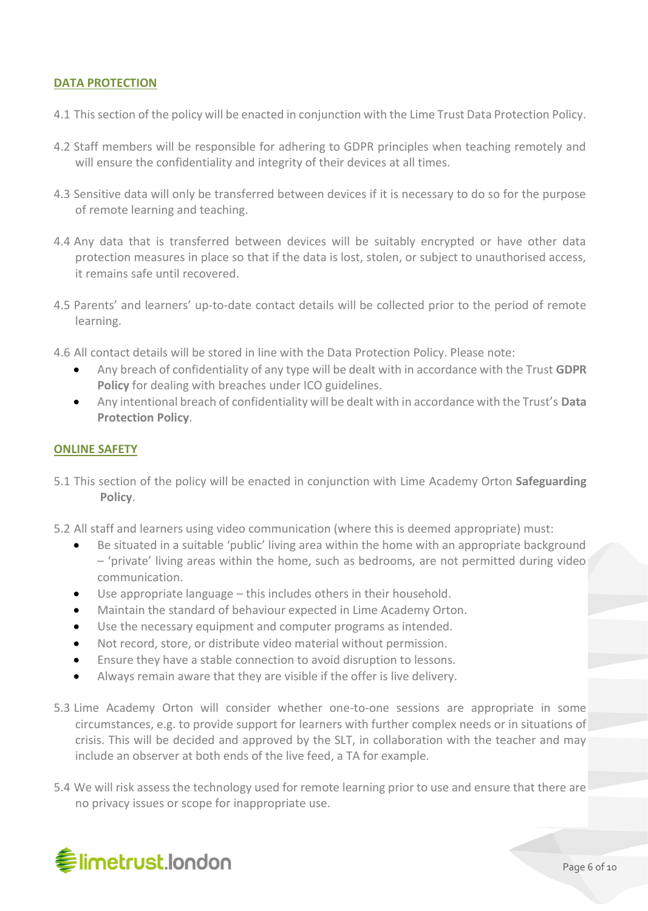## DATA PROTECTION

4.1 This section of the policy will be enacted in conjunction with the Lime Trust Data Protection Policy.

4.2 Staff members will be responsible for adhering to GDPR principles when teaching remotely and will ensure the confidentiality and integrity of their devices at all times.

4.3 Sensitive data will only be transferred between devices if it is necessary to do so for the purpose of remote learning and teaching.

4.4 Any data that is transferred between devices will be suitably encrypted or have other data protection measures in place so that if the data is lost, stolen, or subject to unauthorised access, it remains safe until recovered.

4.5 Parents' and learners' up-to-date contact details will be collected prior to the period of remote learning.

4.6 All contact details will be stored in line with the Data Protection Policy. Please note:

- Any breach of confidentiality of any type will be dealt with in accordance with the Trust **GDPR Policy** for dealing with breaches under ICO guidelines.
- Any intentional breach of confidentiality will be dealt with in accordance with the Trust's **Data Protection Policy**.

## ONLINE SAFETY

5.1 This section of the policy will be enacted in conjunction with Lime Academy Orton **Safeguarding Policy**.

5.2 All staff and learners using video communication (where this is deemed appropriate) must:

- Be situated in a suitable 'public' living area within the home with an appropriate background – 'private' living areas within the home, such as bedrooms, are not permitted during video communication.
- Use appropriate language – this includes others in their household.
- Maintain the standard of behaviour expected in Lime Academy Orton.
- Use the necessary equipment and computer programs as intended.
- Not record, store, or distribute video material without permission.
- Ensure they have a stable connection to avoid disruption to lessons.
- Always remain aware that they are visible if the offer is live delivery.

5.3 Lime Academy Orton will consider whether one-to-one sessions are appropriate in some circumstances, e.g. to provide support for learners with further complex needs or in situations of crisis. This will be decided and approved by the SLT, in collaboration with the teacher and may include an observer at both ends of the live feed, a TA for example.

5.4 We will risk assess the technology used for remote learning prior to use and ensure that there are no privacy issues or scope for inappropriate use.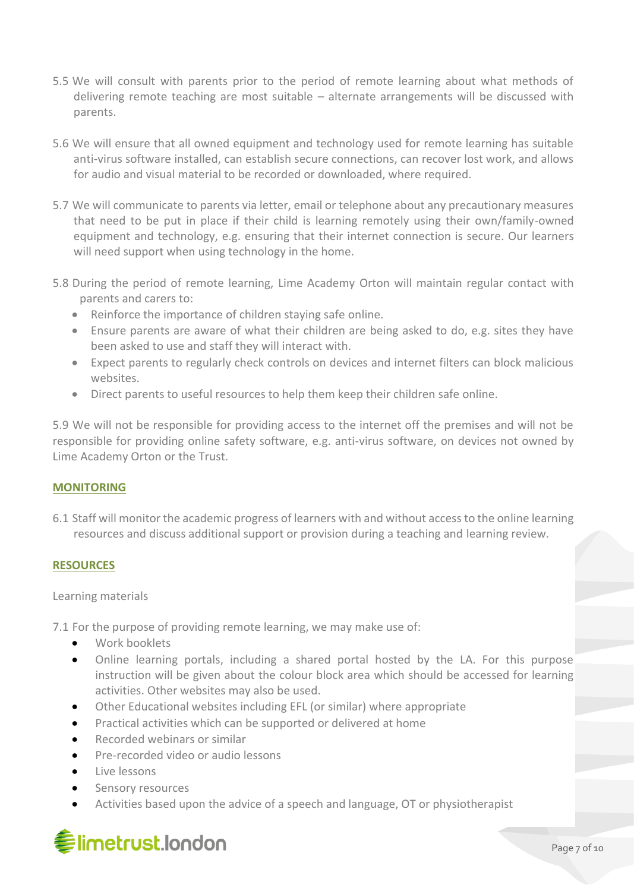5.5 We will consult with parents prior to the period of remote learning about what methods of delivering remote teaching are most suitable – alternate arrangements will be discussed with parents.

5.6 We will ensure that all owned equipment and technology used for remote learning has suitable anti-virus software installed, can establish secure connections, can recover lost work, and allows for audio and visual material to be recorded or downloaded, where required.

5.7 We will communicate to parents via letter, email or telephone about any precautionary measures that need to be put in place if their child is learning remotely using their own/family-owned equipment and technology, e.g. ensuring that their internet connection is secure. Our learners will need support when using technology in the home.

5.8 During the period of remote learning, Lime Academy Orton will maintain regular contact with parents and carers to:

- Reinforce the importance of children staying safe online.
- Ensure parents are aware of what their children are being asked to do, e.g. sites they have been asked to use and staff they will interact with.
- Expect parents to regularly check controls on devices and internet filters can block malicious websites.
- Direct parents to useful resources to help them keep their children safe online.

5.9 We will not be responsible for providing access to the internet off the premises and will not be responsible for providing online safety software, e.g. anti-virus software, on devices not owned by Lime Academy Orton or the Trust.

## MONITORING

6.1 Staff will monitor the academic progress of learners with and without access to the online learning resources and discuss additional support or provision during a teaching and learning review.

## RESOURCES

Learning materials

7.1 For the purpose of providing remote learning, we may make use of:

- Work booklets
- Online learning portals, including a shared portal hosted by the LA. For this purpose instruction will be given about the colour block area which should be accessed for learning activities. Other websites may also be used.
- Other Educational websites including EFL (or similar) where appropriate
- Practical activities which can be supported or delivered at home
- Recorded webinars or similar
- Pre-recorded video or audio lessons
- Live lessons
- Sensory resources
- Activities based upon the advice of a speech and language, OT or physiotherapist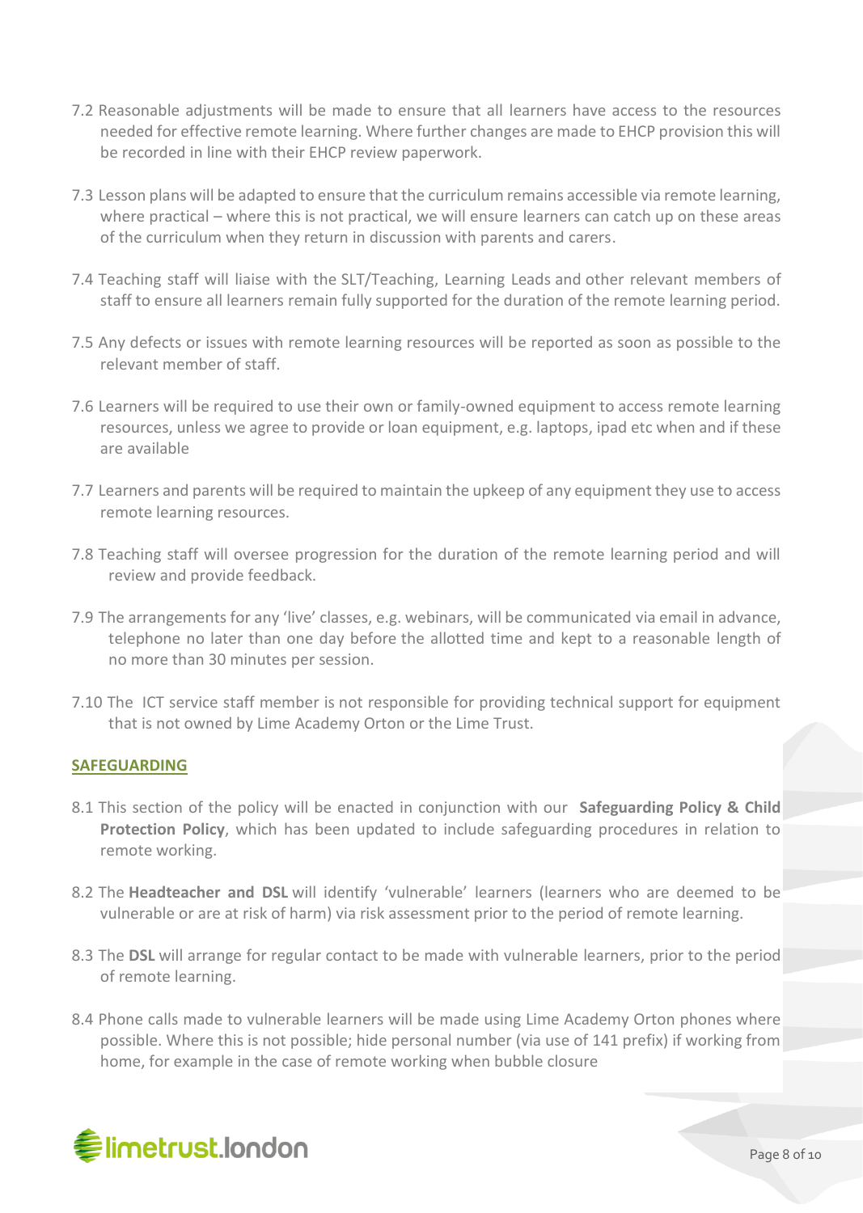7.2 Reasonable adjustments will be made to ensure that all learners have access to the resources needed for effective remote learning. Where further changes are made to EHCP provision this will be recorded in line with their EHCP review paperwork.

7.3 Lesson plans will be adapted to ensure that the curriculum remains accessible via remote learning, where practical – where this is not practical, we will ensure learners can catch up on these areas of the curriculum when they return in discussion with parents and carers.

7.4 Teaching staff will liaise with the SLT/Teaching, Learning Leads and other relevant members of staff to ensure all learners remain fully supported for the duration of the remote learning period.

7.5 Any defects or issues with remote learning resources will be reported as soon as possible to the relevant member of staff.

7.6 Learners will be required to use their own or family-owned equipment to access remote learning resources, unless we agree to provide or loan equipment, e.g. laptops, ipad etc when and if these are available

7.7 Learners and parents will be required to maintain the upkeep of any equipment they use to access remote learning resources.

7.8 Teaching staff will oversee progression for the duration of the remote learning period and will review and provide feedback.

7.9 The arrangements for any 'live' classes, e.g. webinars, will be communicated via email in advance, telephone no later than one day before the allotted time and kept to a reasonable length of no more than 30 minutes per session.

7.10 The ICT service staff member is not responsible for providing technical support for equipment that is not owned by Lime Academy Orton or the Lime Trust.

## SAFEGUARDING

8.1 This section of the policy will be enacted in conjunction with our **Safeguarding Policy & Child Protection Policy**, which has been updated to include safeguarding procedures in relation to remote working.

8.2 The **Headteacher and DSL** will identify 'vulnerable' learners (learners who are deemed to be vulnerable or are at risk of harm) via risk assessment prior to the period of remote learning.

8.3 The **DSL** will arrange for regular contact to be made with vulnerable learners, prior to the period of remote learning.

8.4 Phone calls made to vulnerable learners will be made using Lime Academy Orton phones where possible. Where this is not possible; hide personal number (via use of 141 prefix) if working from home, for example in the case of remote working when bubble closure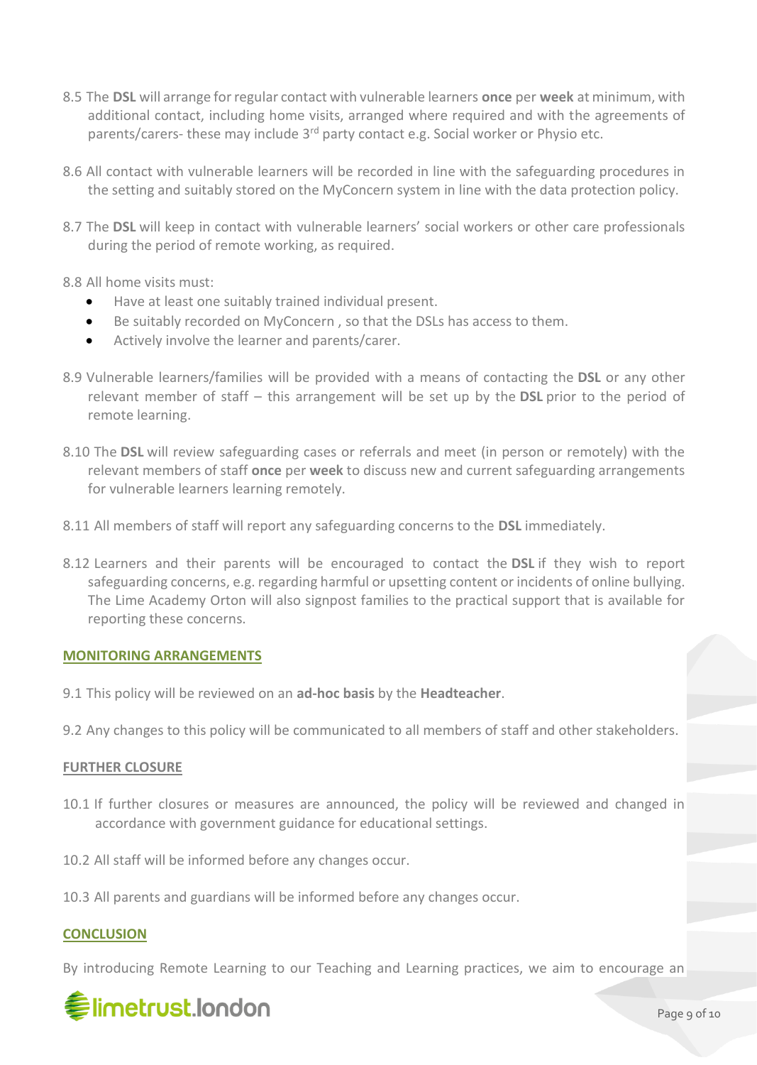8.5 The **DSL** will arrange for regular contact with vulnerable learners **once** per **week** at minimum, with additional contact, including home visits, arranged where required and with the agreements of parents/carers- these may include 3rd party contact e.g. Social worker or Physio etc.

8.6 All contact with vulnerable learners will be recorded in line with the safeguarding procedures in the setting and suitably stored on the MyConcern system in line with the data protection policy.

8.7 The **DSL** will keep in contact with vulnerable learners' social workers or other care professionals during the period of remote working, as required.

8.8 All home visits must:

- Have at least one suitably trained individual present.
- Be suitably recorded on MyConcern , so that the DSLs has access to them.
- Actively involve the learner and parents/carer.

8.9 Vulnerable learners/families will be provided with a means of contacting the **DSL** or any other relevant member of staff – this arrangement will be set up by the **DSL** prior to the period of remote learning.

8.10 The **DSL** will review safeguarding cases or referrals and meet (in person or remotely) with the relevant members of staff **once** per **week** to discuss new and current safeguarding arrangements for vulnerable learners learning remotely.

8.11 All members of staff will report any safeguarding concerns to the **DSL** immediately.

8.12 Learners and their parents will be encouraged to contact the **DSL** if they wish to report safeguarding concerns, e.g. regarding harmful or upsetting content or incidents of online bullying. The Lime Academy Orton will also signpost families to the practical support that is available for reporting these concerns.

## MONITORING ARRANGEMENTS

9.1 This policy will be reviewed on an **ad-hoc basis** by the **Headteacher**.

9.2 Any changes to this policy will be communicated to all members of staff and other stakeholders.

## FURTHER CLOSURE

10.1 If further closures or measures are announced, the policy will be reviewed and changed in accordance with government guidance for educational settings.

10.2 All staff will be informed before any changes occur.

10.3 All parents and guardians will be informed before any changes occur.

## CONCLUSION

By introducing Remote Learning to our Teaching and Learning practices, we aim to encourage an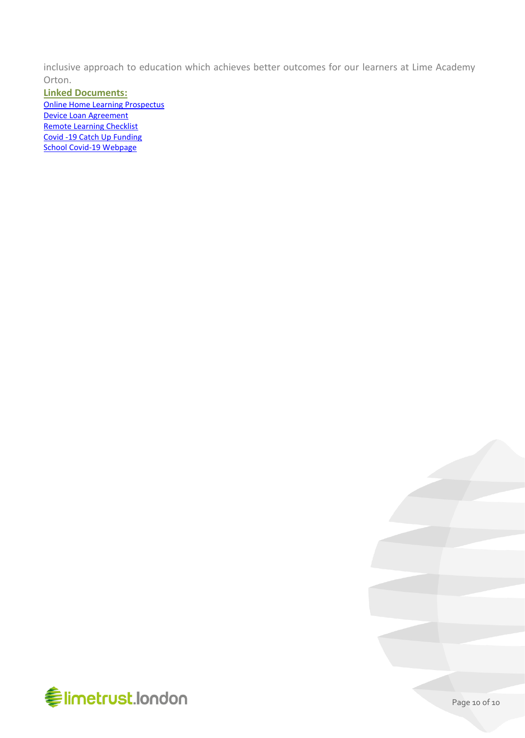inclusive approach to education which achieves better outcomes for our learners at Lime Academy Orton.

**Linked Documents:**

Online Home Learning Prospectus
Device Loan Agreement
Remote Learning Checklist
Covid -19 Catch Up Funding
School Covid-19 Webpage